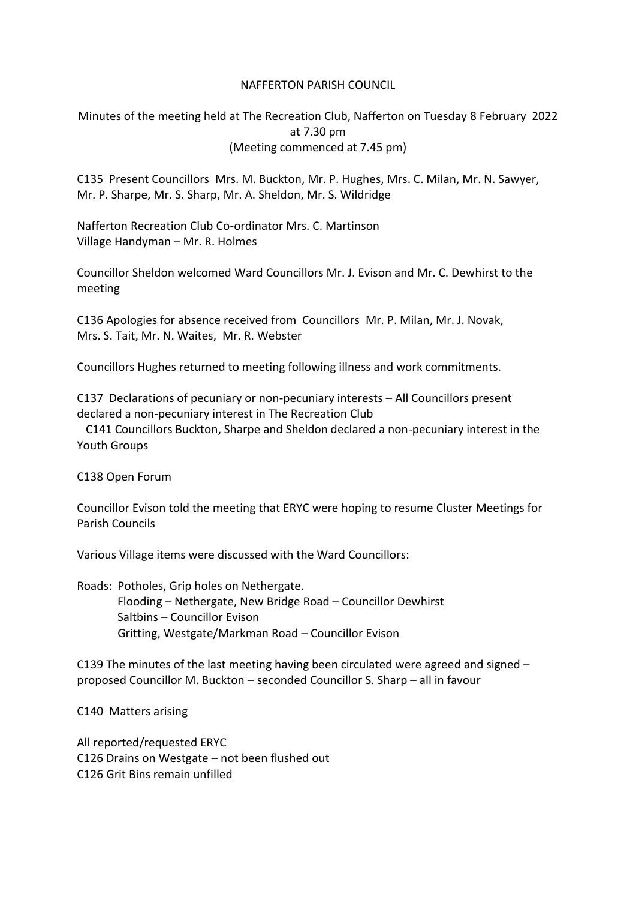# NAFFERTON PARISH COUNCIL

Minutes of the meeting held at The Recreation Club, Nafferton on Tuesday 8 February 2022 at 7.30 pm
(Meeting commenced at 7.45 pm)

C135 Present Councillors Mrs. M. Buckton, Mr. P. Hughes, Mrs. C. Milan, Mr. N. Sawyer, Mr. P. Sharpe, Mr. S. Sharp, Mr. A. Sheldon, Mr. S. Wildridge

Nafferton Recreation Club Co-ordinator Mrs. C. Martinson
Village Handyman – Mr. R. Holmes

Councillor Sheldon welcomed Ward Councillors Mr. J. Evison and Mr. C. Dewhirst to the meeting

C136 Apologies for absence received from Councillors Mr. P. Milan, Mr. J. Novak, Mrs. S. Tait, Mr. N. Waites, Mr. R. Webster

Councillors Hughes returned to meeting following illness and work commitments.

C137 Declarations of pecuniary or non-pecuniary interests – All Councillors present declared a non-pecuniary interest in The Recreation Club
C141 Councillors Buckton, Sharpe and Sheldon declared a non-pecuniary interest in the Youth Groups

C138 Open Forum

Councillor Evison told the meeting that ERYC were hoping to resume Cluster Meetings for Parish Councils

Various Village items were discussed with the Ward Councillors:

Roads: Potholes, Grip holes on Nethergate.
Flooding – Nethergate, New Bridge Road – Councillor Dewhirst
Saltbins – Councillor Evison
Gritting, Westgate/Markman Road – Councillor Evison

C139 The minutes of the last meeting having been circulated were agreed and signed – proposed Councillor M. Buckton – seconded Councillor S. Sharp – all in favour

C140 Matters arising

All reported/requested ERYC
C126 Drains on Westgate – not been flushed out
C126 Grit Bins remain unfilled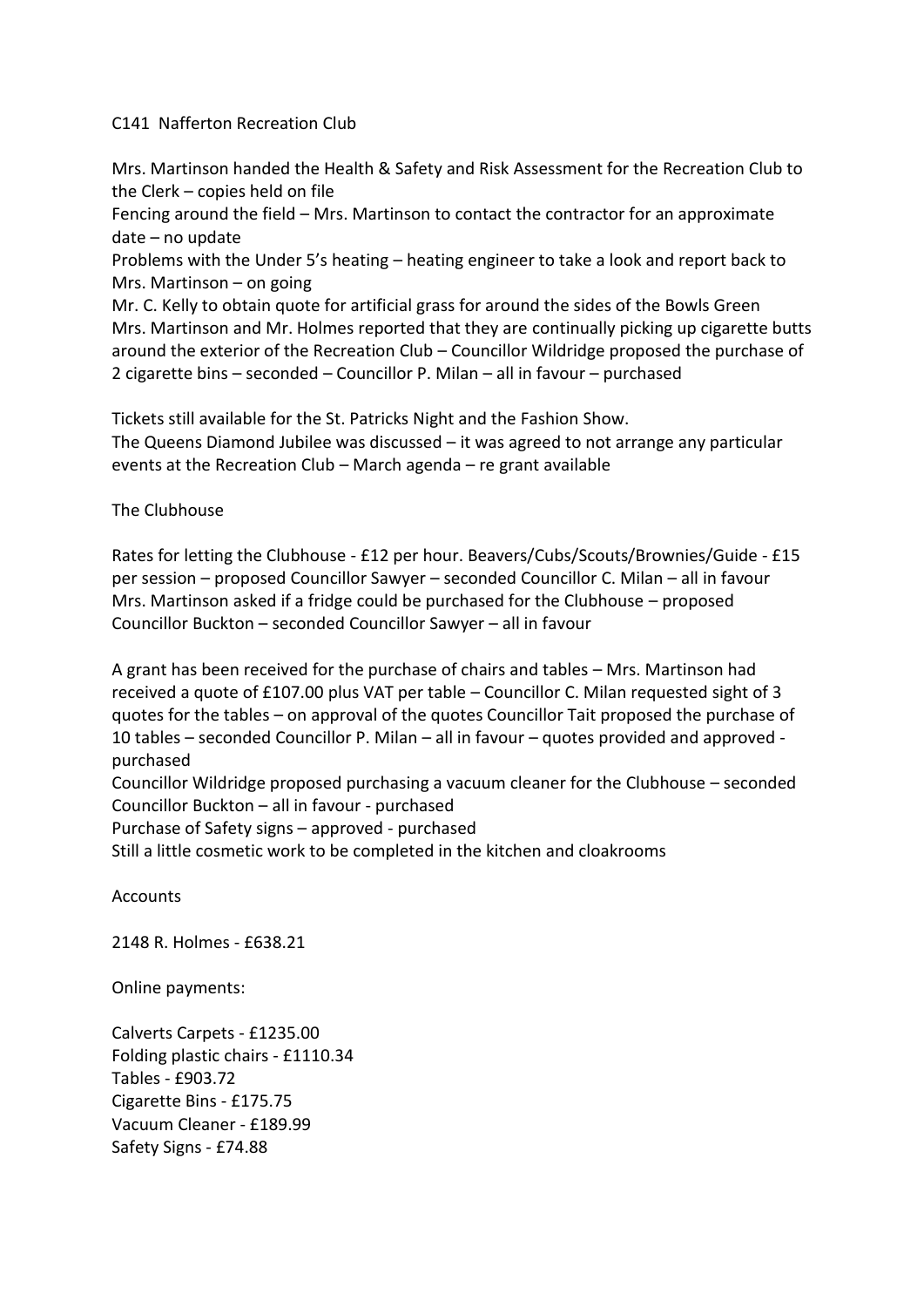C141  Nafferton Recreation Club

Mrs. Martinson handed the Health & Safety and Risk Assessment for the Recreation Club to the Clerk – copies held on file
Fencing around the field – Mrs. Martinson to contact the contractor for an approximate date – no update
Problems with the Under 5's heating – heating engineer to take a look and report back to Mrs. Martinson – on going
Mr. C. Kelly to obtain quote for artificial grass for around the sides of the Bowls Green
Mrs. Martinson and Mr. Holmes reported that they are continually picking up cigarette butts around the exterior of the Recreation Club – Councillor Wildridge proposed the purchase of 2 cigarette bins – seconded – Councillor P. Milan – all in favour – purchased

Tickets still available for the St. Patricks Night and the Fashion Show.
The Queens Diamond Jubilee was discussed – it was agreed to not arrange any particular events at the Recreation Club – March agenda – re grant available

The Clubhouse

Rates for letting the Clubhouse - £12 per hour. Beavers/Cubs/Scouts/Brownies/Guide - £15 per session – proposed Councillor Sawyer – seconded Councillor C. Milan – all in favour
Mrs. Martinson asked if a fridge could be purchased for the Clubhouse – proposed Councillor Buckton – seconded Councillor Sawyer – all in favour

A grant has been received for the purchase of chairs and tables – Mrs. Martinson had received a quote of £107.00 plus VAT per table – Councillor C. Milan requested sight of 3 quotes for the tables – on approval of the quotes Councillor Tait proposed the purchase of 10 tables – seconded Councillor P. Milan – all in favour – quotes provided and approved - purchased
Councillor Wildridge proposed purchasing a vacuum cleaner for the Clubhouse – seconded Councillor Buckton – all in favour - purchased
Purchase of Safety signs – approved - purchased
Still a little cosmetic work to be completed in the kitchen and cloakrooms

Accounts

2148 R. Holmes - £638.21

Online payments:

Calverts Carpets - £1235.00
Folding plastic chairs - £1110.34
Tables - £903.72
Cigarette Bins - £175.75
Vacuum Cleaner - £189.99
Safety Signs - £74.88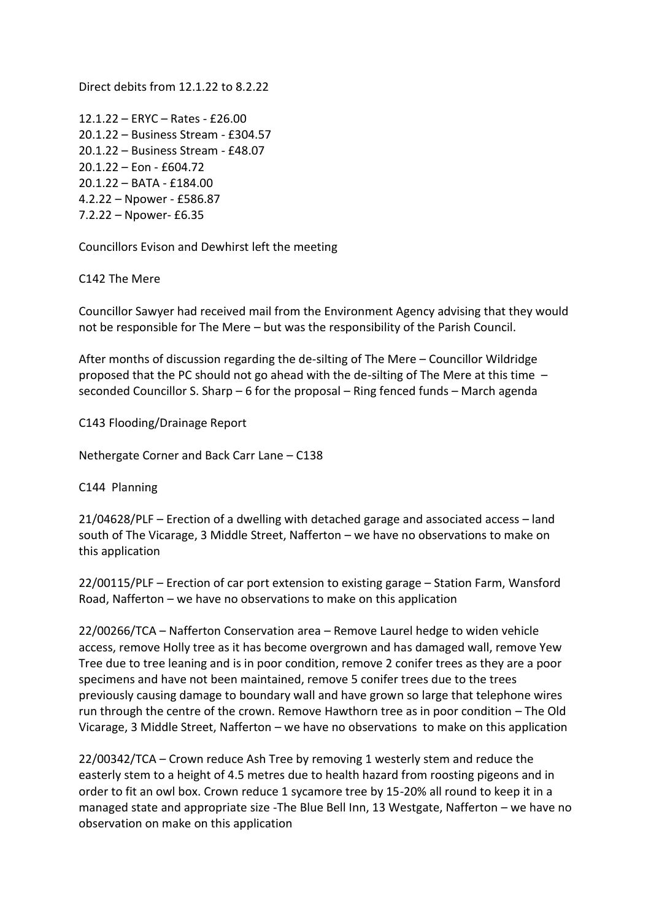Direct debits from 12.1.22 to 8.2.22

12.1.22 – ERYC – Rates - £26.00
20.1.22 – Business Stream - £304.57
20.1.22 – Business Stream - £48.07
20.1.22 – Eon - £604.72
20.1.22 – BATA - £184.00
4.2.22 – Npower - £586.87
7.2.22 – Npower- £6.35

Councillors Evison and Dewhirst left the meeting

C142 The Mere

Councillor Sawyer had received mail from the Environment Agency advising that they would not be responsible for The Mere – but was the responsibility of the Parish Council.

After months of discussion regarding the de-silting of The Mere – Councillor Wildridge proposed that the PC should not go ahead with the de-silting of The Mere at this time – seconded Councillor S. Sharp – 6 for the proposal – Ring fenced funds – March agenda

C143 Flooding/Drainage Report

Nethergate Corner and Back Carr Lane – C138

C144 Planning

21/04628/PLF – Erection of a dwelling with detached garage and associated access – land south of The Vicarage, 3 Middle Street, Nafferton – we have no observations to make on this application

22/00115/PLF – Erection of car port extension to existing garage – Station Farm, Wansford Road, Nafferton – we have no observations to make on this application

22/00266/TCA – Nafferton Conservation area – Remove Laurel hedge to widen vehicle access, remove Holly tree as it has become overgrown and has damaged wall, remove Yew Tree due to tree leaning and is in poor condition, remove 2 conifer trees as they are a poor specimens and have not been maintained, remove 5 conifer trees due to the trees previously causing damage to boundary wall and have grown so large that telephone wires run through the centre of the crown. Remove Hawthorn tree as in poor condition – The Old Vicarage, 3 Middle Street, Nafferton – we have no observations to make on this application

22/00342/TCA – Crown reduce Ash Tree by removing 1 westerly stem and reduce the easterly stem to a height of 4.5 metres due to health hazard from roosting pigeons and in order to fit an owl box. Crown reduce 1 sycamore tree by 15-20% all round to keep it in a managed state and appropriate size -The Blue Bell Inn, 13 Westgate, Nafferton – we have no observation on make on this application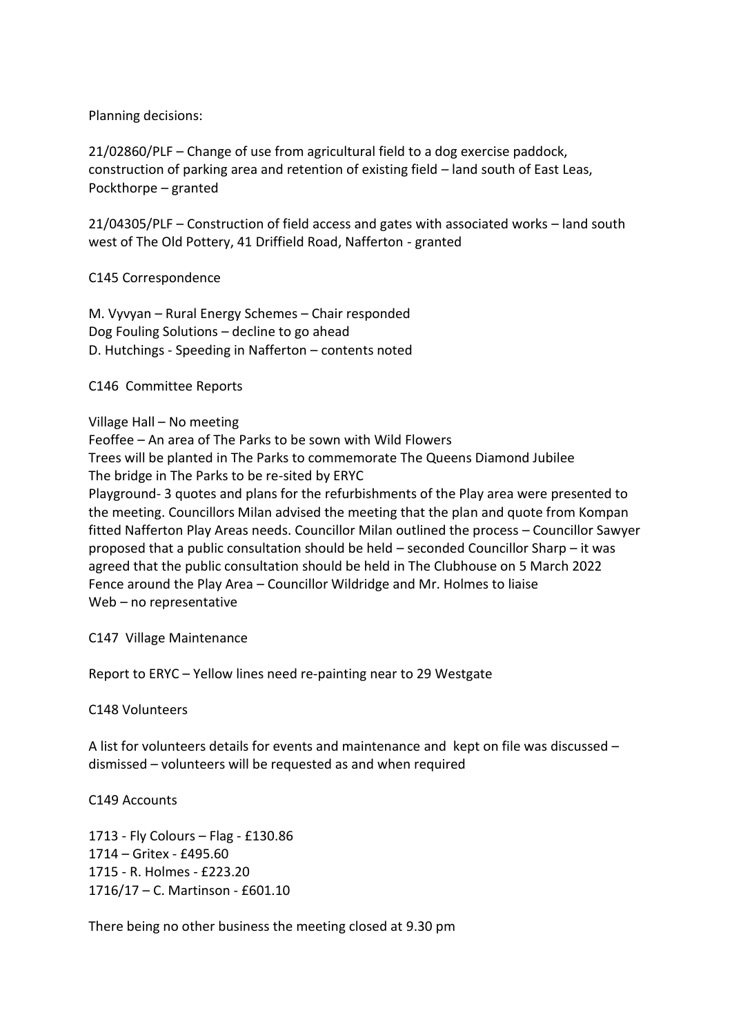Planning decisions:

21/02860/PLF – Change of use from agricultural field to a dog exercise paddock, construction of parking area and retention of existing field – land south of East Leas, Pockthorpe – granted

21/04305/PLF – Construction of field access and gates with associated works – land south west of The Old Pottery, 41 Driffield Road, Nafferton - granted

C145 Correspondence

M. Vyvyan – Rural Energy Schemes – Chair responded
Dog Fouling Solutions – decline to go ahead
D. Hutchings - Speeding in Nafferton – contents noted

C146 Committee Reports

Village Hall – No meeting
Feoffee – An area of The Parks to be sown with Wild Flowers
Trees will be planted in The Parks to commemorate The Queens Diamond Jubilee
The bridge in The Parks to be re-sited by ERYC
Playground- 3 quotes and plans for the refurbishments of the Play area were presented to the meeting. Councillors Milan advised the meeting that the plan and quote from Kompan fitted Nafferton Play Areas needs. Councillor Milan outlined the process – Councillor Sawyer proposed that a public consultation should be held – seconded Councillor Sharp – it was agreed that the public consultation should be held in The Clubhouse on 5 March 2022
Fence around the Play Area – Councillor Wildridge and Mr. Holmes to liaise
Web – no representative

C147 Village Maintenance

Report to ERYC – Yellow lines need re-painting near to 29 Westgate

C148 Volunteers

A list for volunteers details for events and maintenance and kept on file was discussed – dismissed – volunteers will be requested as and when required

C149 Accounts

1713 - Fly Colours – Flag - £130.86
1714 – Gritex - £495.60
1715 - R. Holmes - £223.20
1716/17 – C. Martinson - £601.10

There being no other business the meeting closed at 9.30 pm